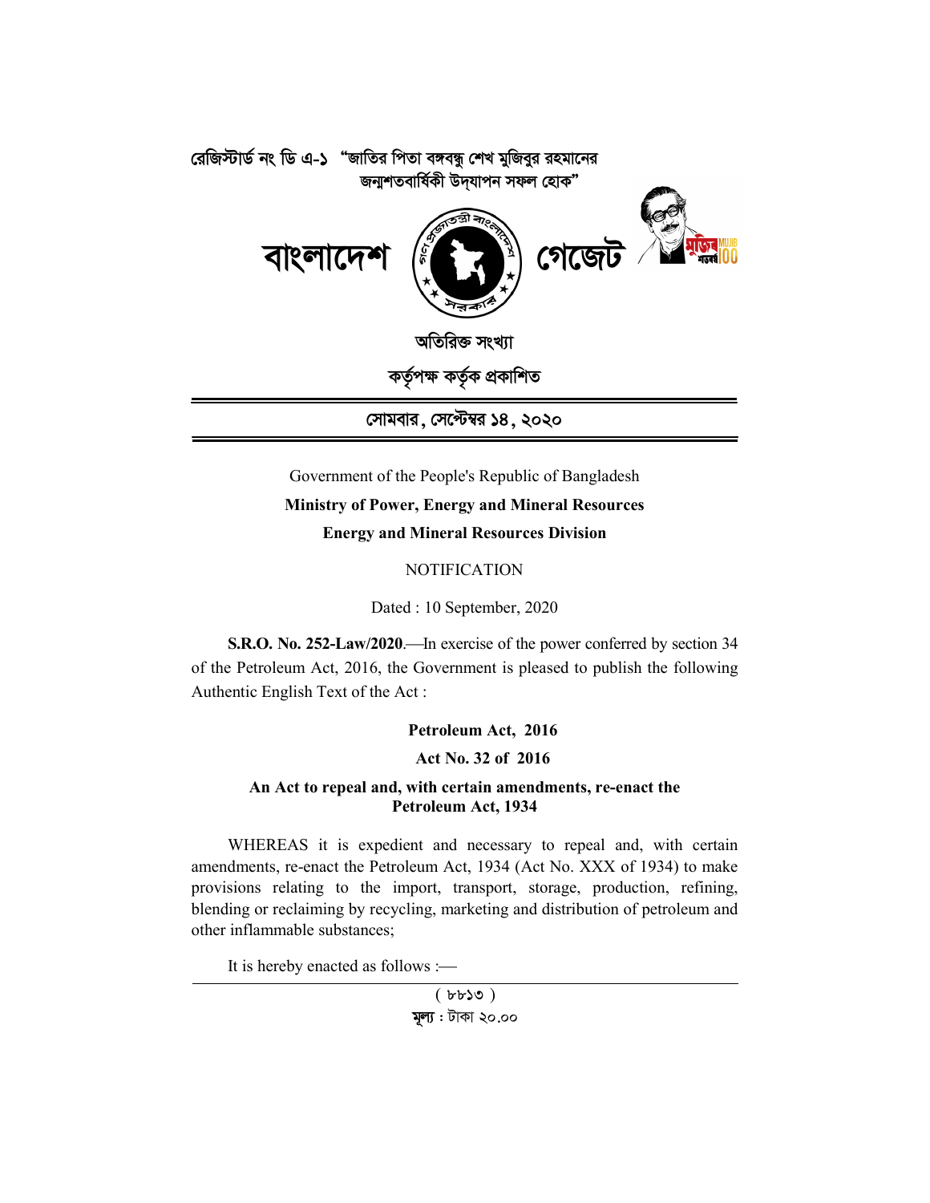রেজিস্টার্ড নং ডি এ-১ "জাতির পিতা বঙ্গবন্ধু শেখ মুজিবুর রহমানের জন্মশতবার্ষিকী উদ্‌যাপন সফল হোক"

# বাংলাদেশ গেজেট

**অতিরিক্ত সংখ্যা**

**কর্তৃপক্ষ কর্তৃক প্রকাশিত**

**সোমবার, সেপ্টেম্বর ১৪, ২০২০**

Government of the People's Republic of Bangladesh

**Ministry of Power, Energy and Mineral Resources**

**Energy and Mineral Resources Division**

NOTIFICATION

Dated : 10 September, 2020

**S.R.O. No. 252-Law/2020**.—In exercise of the power conferred by section 34 of the Petroleum Act, 2016, the Government is pleased to publish the following Authentic English Text of the Act :

## Petroleum Act, 2016

### Act No. 32 of 2016

### An Act to repeal and, with certain amendments, re-enact the Petroleum Act, 1934

WHEREAS it is expedient and necessary to repeal and, with certain amendments, re-enact the Petroleum Act, 1934 (Act No. XXX of 1934) to make provisions relating to the import, transport, storage, production, refining, blending or reclaiming by recycling, marketing and distribution of petroleum and other inflammable substances;

It is hereby enacted as follows :—

( ৮৮১৩ )

মূল্য : টাকা ২০.০০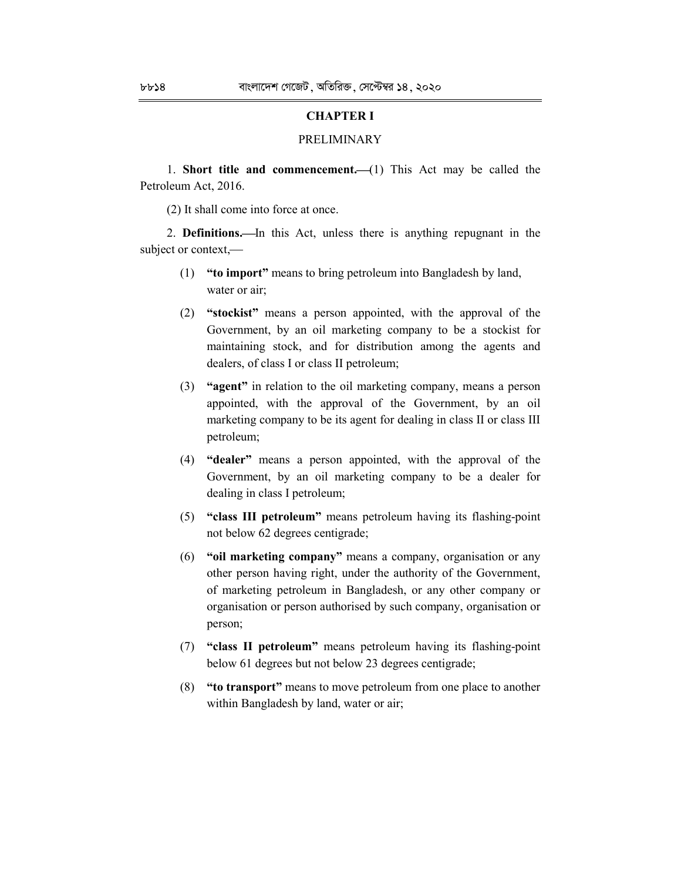## CHAPTER I

PRELIMINARY

1. **Short title and commencement.**—(1) This Act may be called the Petroleum Act, 2016.

(2) It shall come into force at once.

2. **Definitions.**—In this Act, unless there is anything repugnant in the subject or context,—

(1) **"to import"** means to bring petroleum into Bangladesh by land, water or air;

(2) **"stockist"** means a person appointed, with the approval of the Government, by an oil marketing company to be a stockist for maintaining stock, and for distribution among the agents and dealers, of class I or class II petroleum;

(3) **"agent"** in relation to the oil marketing company, means a person appointed, with the approval of the Government, by an oil marketing company to be its agent for dealing in class II or class III petroleum;

(4) **"dealer"** means a person appointed, with the approval of the Government, by an oil marketing company to be a dealer for dealing in class I petroleum;

(5) **"class III petroleum"** means petroleum having its flashing-point not below 62 degrees centigrade;

(6) **"oil marketing company"** means a company, organisation or any other person having right, under the authority of the Government, of marketing petroleum in Bangladesh, or any other company or organisation or person authorised by such company, organisation or person;

(7) **"class II petroleum"** means petroleum having its flashing-point below 61 degrees but not below 23 degrees centigrade;

(8) **"to transport"** means to move petroleum from one place to another within Bangladesh by land, water or air;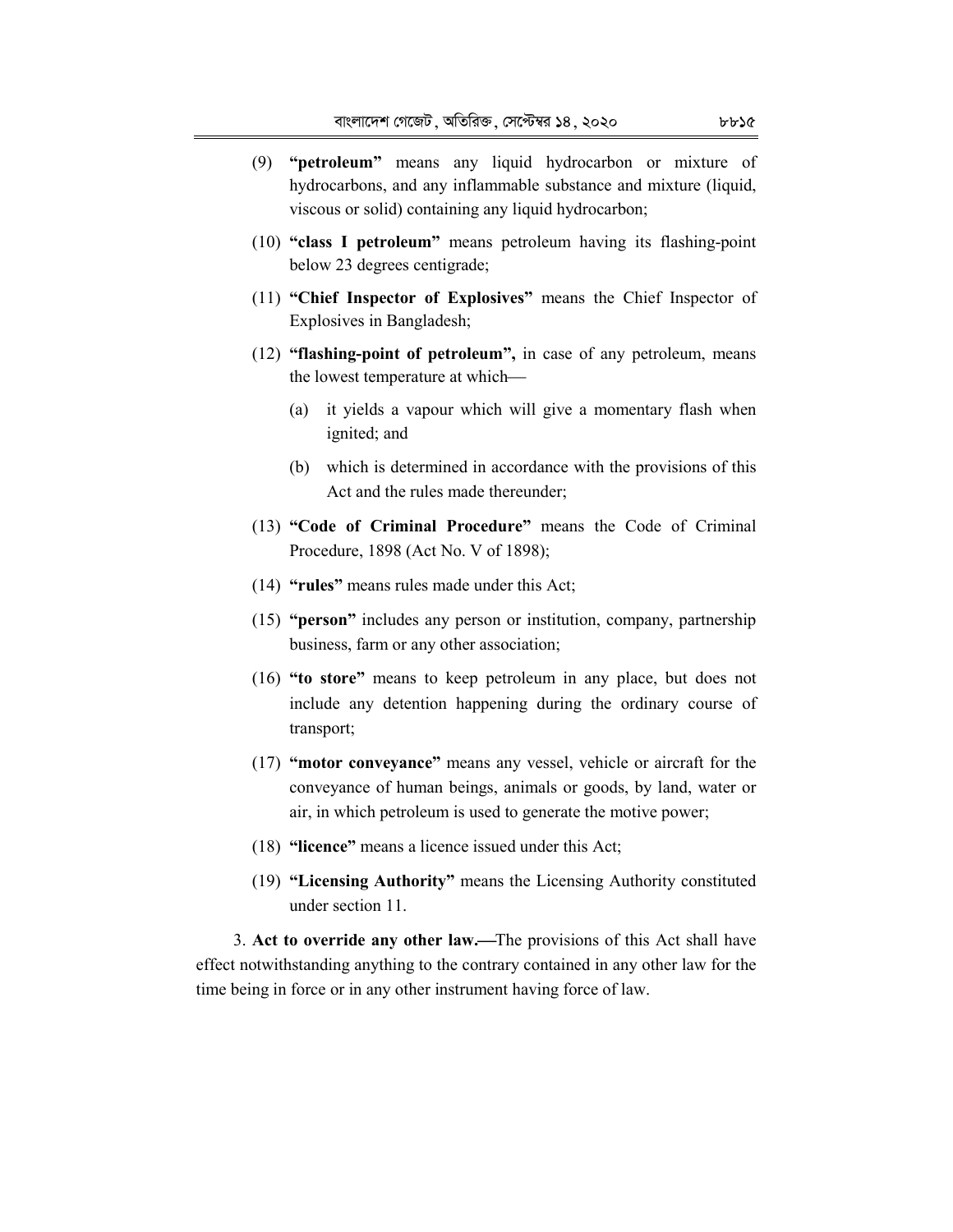(9) **"petroleum"** means any liquid hydrocarbon or mixture of hydrocarbons, and any inflammable substance and mixture (liquid, viscous or solid) containing any liquid hydrocarbon;

(10) **"class I petroleum"** means petroleum having its flashing-point below 23 degrees centigrade;

(11) **"Chief Inspector of Explosives"** means the Chief Inspector of Explosives in Bangladesh;

(12) **"flashing-point of petroleum",** in case of any petroleum, means the lowest temperature at which—

   (a) it yields a vapour which will give a momentary flash when ignited; and

   (b) which is determined in accordance with the provisions of this Act and the rules made thereunder;

(13) **"Code of Criminal Procedure"** means the Code of Criminal Procedure, 1898 (Act No. V of 1898);

(14) **"rules"** means rules made under this Act;

(15) **"person"** includes any person or institution, company, partnership business, farm or any other association;

(16) **"to store"** means to keep petroleum in any place, but does not include any detention happening during the ordinary course of transport;

(17) **"motor conveyance"** means any vessel, vehicle or aircraft for the conveyance of human beings, animals or goods, by land, water or air, in which petroleum is used to generate the motive power;

(18) **"licence"** means a licence issued under this Act;

(19) **"Licensing Authority"** means the Licensing Authority constituted under section 11.

3. **Act to override any other law.—**The provisions of this Act shall have effect notwithstanding anything to the contrary contained in any other law for the time being in force or in any other instrument having force of law.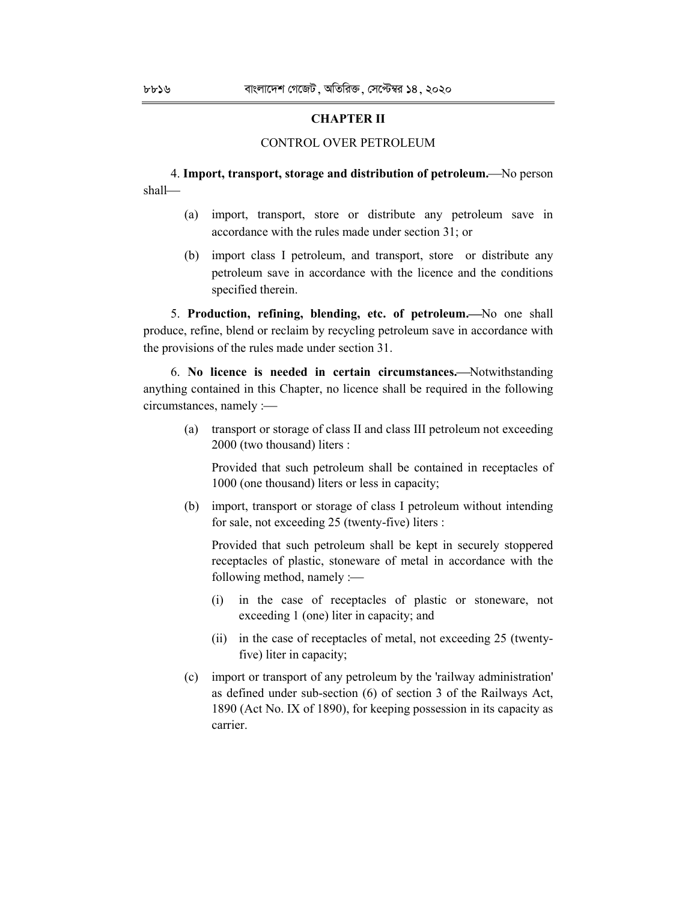## CHAPTER II

### CONTROL OVER PETROLEUM

4. **Import, transport, storage and distribution of petroleum.**—No person shall—

(a) import, transport, store or distribute any petroleum save in accordance with the rules made under section 31; or

(b) import class I petroleum, and transport, store or distribute any petroleum save in accordance with the licence and the conditions specified therein.

5. **Production, refining, blending, etc. of petroleum.**—No one shall produce, refine, blend or reclaim by recycling petroleum save in accordance with the provisions of the rules made under section 31.

6. **No licence is needed in certain circumstances.**—Notwithstanding anything contained in this Chapter, no licence shall be required in the following circumstances, namely :—

(a) transport or storage of class II and class III petroleum not exceeding 2000 (two thousand) liters :

Provided that such petroleum shall be contained in receptacles of 1000 (one thousand) liters or less in capacity;

(b) import, transport or storage of class I petroleum without intending for sale, not exceeding 25 (twenty-five) liters :

Provided that such petroleum shall be kept in securely stoppered receptacles of plastic, stoneware of metal in accordance with the following method, namely :—

(i) in the case of receptacles of plastic or stoneware, not exceeding 1 (one) liter in capacity; and

(ii) in the case of receptacles of metal, not exceeding 25 (twenty-five) liter in capacity;

(c) import or transport of any petroleum by the 'railway administration' as defined under sub-section (6) of section 3 of the Railways Act, 1890 (Act No. IX of 1890), for keeping possession in its capacity as carrier.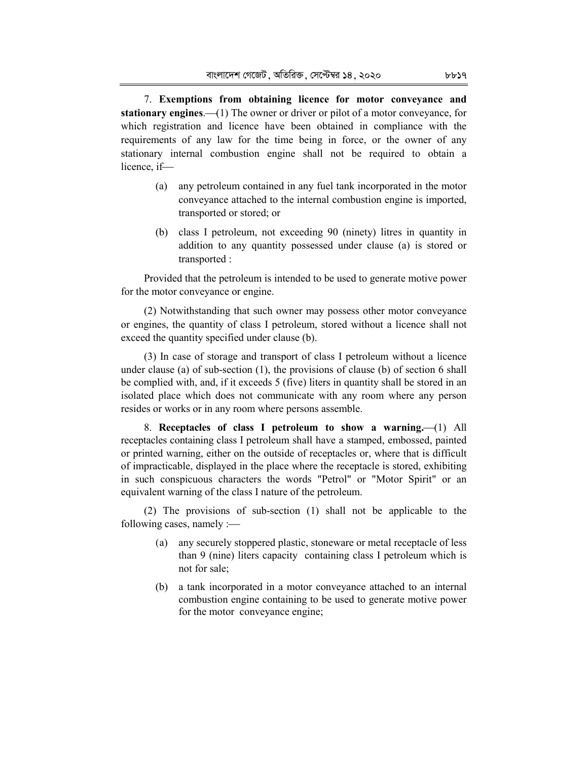7. **Exemptions from obtaining licence for motor conveyance and stationary engines**.—(1) The owner or driver or pilot of a motor conveyance, for which registration and licence have been obtained in compliance with the requirements of any law for the time being in force, or the owner of any stationary internal combustion engine shall not be required to obtain a licence, if—

(a) any petroleum contained in any fuel tank incorporated in the motor conveyance attached to the internal combustion engine is imported, transported or stored; or

(b) class I petroleum, not exceeding 90 (ninety) litres in quantity in addition to any quantity possessed under clause (a) is stored or transported :

Provided that the petroleum is intended to be used to generate motive power for the motor conveyance or engine.

(2) Notwithstanding that such owner may possess other motor conveyance or engines, the quantity of class I petroleum, stored without a licence shall not exceed the quantity specified under clause (b).

(3) In case of storage and transport of class I petroleum without a licence under clause (a) of sub-section (1), the provisions of clause (b) of section 6 shall be complied with, and, if it exceeds 5 (five) liters in quantity shall be stored in an isolated place which does not communicate with any room where any person resides or works or in any room where persons assemble.

8. **Receptacles of class I petroleum to show a warning.**—(1) All receptacles containing class I petroleum shall have a stamped, embossed, painted or printed warning, either on the outside of receptacles or, where that is difficult of impracticable, displayed in the place where the receptacle is stored, exhibiting in such conspicuous characters the words "Petrol" or "Motor Spirit" or an equivalent warning of the class I nature of the petroleum.

(2) The provisions of sub-section (1) shall not be applicable to the following cases, namely :—

(a) any securely stoppered plastic, stoneware or metal receptacle of less than 9 (nine) liters capacity containing class I petroleum which is not for sale;

(b) a tank incorporated in a motor conveyance attached to an internal combustion engine containing to be used to generate motive power for the motor conveyance engine;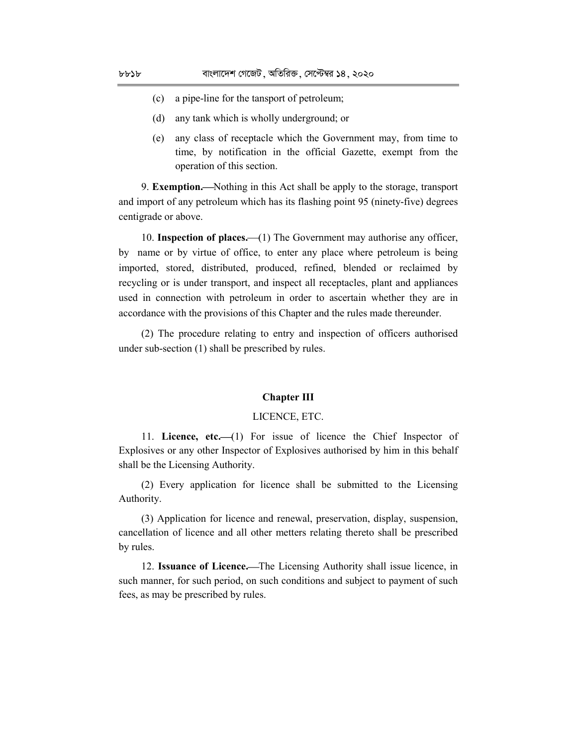(c) a pipe-line for the tansport of petroleum;

(d) any tank which is wholly underground; or

(e) any class of receptacle which the Government may, from time to time, by notification in the official Gazette, exempt from the operation of this section.

9. **Exemption.—**Nothing in this Act shall be apply to the storage, transport and import of any petroleum which has its flashing point 95 (ninety-five) degrees centigrade or above.

10. **Inspection of places.—**(1) The Government may authorise any officer, by name or by virtue of office, to enter any place where petroleum is being imported, stored, distributed, produced, refined, blended or reclaimed by recycling or is under transport, and inspect all receptacles, plant and appliances used in connection with petroleum in order to ascertain whether they are in accordance with the provisions of this Chapter and the rules made thereunder.

(2) The procedure relating to entry and inspection of officers authorised under sub-section (1) shall be prescribed by rules.

## Chapter III

### LICENCE, ETC.

11. **Licence, etc.—**(1) For issue of licence the Chief Inspector of Explosives or any other Inspector of Explosives authorised by him in this behalf shall be the Licensing Authority.

(2) Every application for licence shall be submitted to the Licensing Authority.

(3) Application for licence and renewal, preservation, display, suspension, cancellation of licence and all other metters relating thereto shall be prescribed by rules.

12. **Issuance of Licence.—**The Licensing Authority shall issue licence, in such manner, for such period, on such conditions and subject to payment of such fees, as may be prescribed by rules.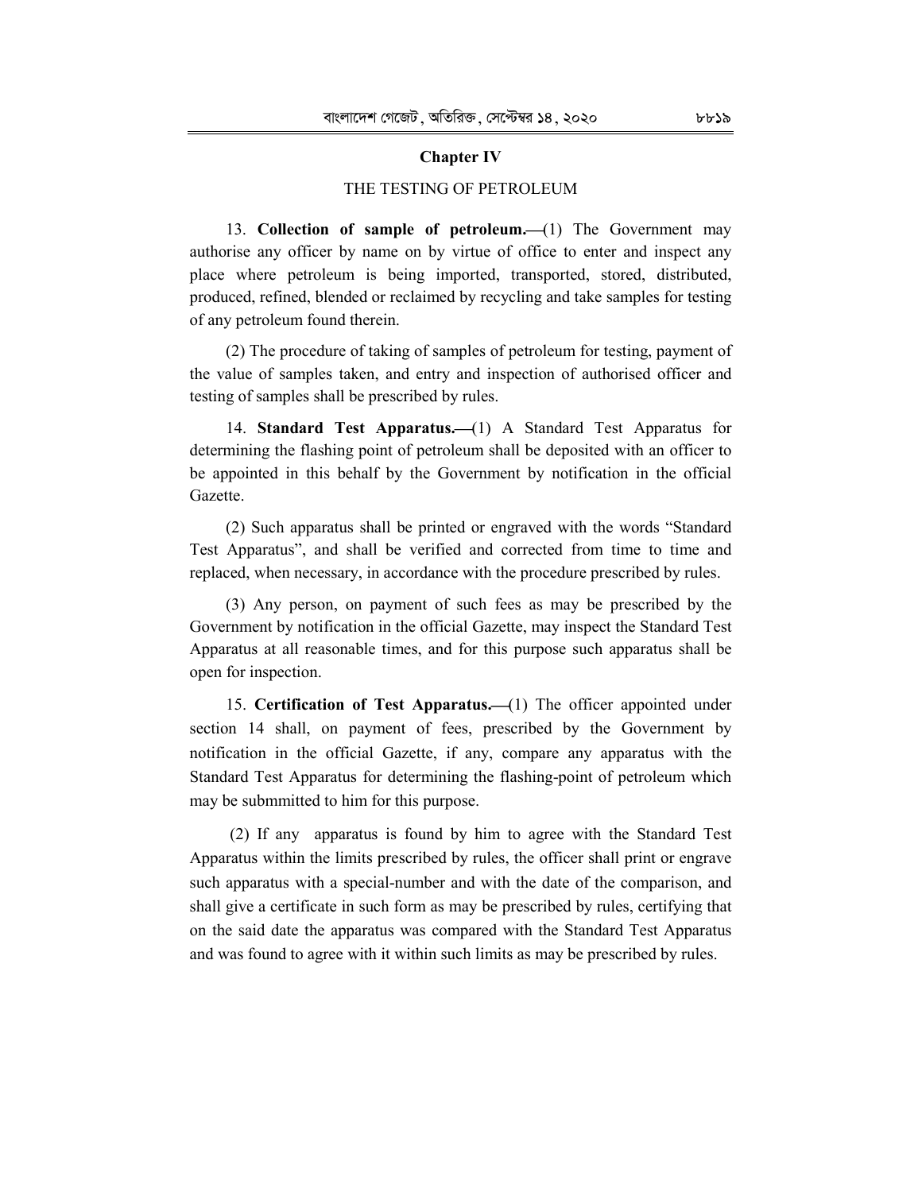## Chapter IV

### THE TESTING OF PETROLEUM

13. **Collection of sample of petroleum.—**(1) The Government may authorise any officer by name on by virtue of office to enter and inspect any place where petroleum is being imported, transported, stored, distributed, produced, refined, blended or reclaimed by recycling and take samples for testing of any petroleum found therein.

(2) The procedure of taking of samples of petroleum for testing, payment of the value of samples taken, and entry and inspection of authorised officer and testing of samples shall be prescribed by rules.

14. **Standard Test Apparatus.—**(1) A Standard Test Apparatus for determining the flashing point of petroleum shall be deposited with an officer to be appointed in this behalf by the Government by notification in the official Gazette.

(2) Such apparatus shall be printed or engraved with the words "Standard Test Apparatus", and shall be verified and corrected from time to time and replaced, when necessary, in accordance with the procedure prescribed by rules.

(3) Any person, on payment of such fees as may be prescribed by the Government by notification in the official Gazette, may inspect the Standard Test Apparatus at all reasonable times, and for this purpose such apparatus shall be open for inspection.

15. **Certification of Test Apparatus.—**(1) The officer appointed under section 14 shall, on payment of fees, prescribed by the Government by notification in the official Gazette, if any, compare any apparatus with the Standard Test Apparatus for determining the flashing-point of petroleum which may be submmitted to him for this purpose.

(2) If any apparatus is found by him to agree with the Standard Test Apparatus within the limits prescribed by rules, the officer shall print or engrave such apparatus with a special-number and with the date of the comparison, and shall give a certificate in such form as may be prescribed by rules, certifying that on the said date the apparatus was compared with the Standard Test Apparatus and was found to agree with it within such limits as may be prescribed by rules.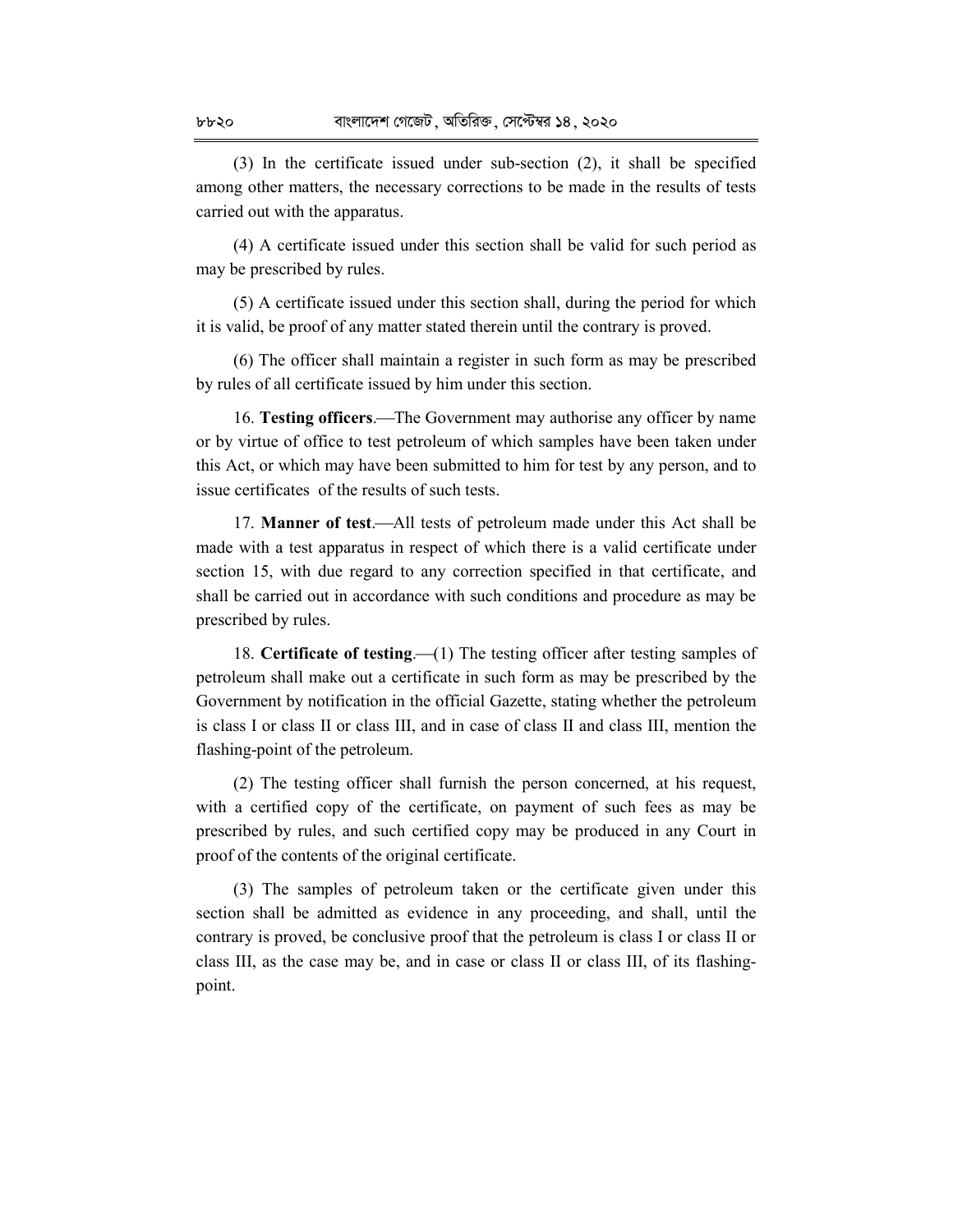(3) In the certificate issued under sub-section (2), it shall be specified among other matters, the necessary corrections to be made in the results of tests carried out with the apparatus.

(4) A certificate issued under this section shall be valid for such period as may be prescribed by rules.

(5) A certificate issued under this section shall, during the period for which it is valid, be proof of any matter stated therein until the contrary is proved.

(6) The officer shall maintain a register in such form as may be prescribed by rules of all certificate issued by him under this section.

16. **Testing officers**.—The Government may authorise any officer by name or by virtue of office to test petroleum of which samples have been taken under this Act, or which may have been submitted to him for test by any person, and to issue certificates of the results of such tests.

17. **Manner of test**.—All tests of petroleum made under this Act shall be made with a test apparatus in respect of which there is a valid certificate under section 15, with due regard to any correction specified in that certificate, and shall be carried out in accordance with such conditions and procedure as may be prescribed by rules.

18. **Certificate of testing**.—(1) The testing officer after testing samples of petroleum shall make out a certificate in such form as may be prescribed by the Government by notification in the official Gazette, stating whether the petroleum is class I or class II or class III, and in case of class II and class III, mention the flashing-point of the petroleum.

(2) The testing officer shall furnish the person concerned, at his request, with a certified copy of the certificate, on payment of such fees as may be prescribed by rules, and such certified copy may be produced in any Court in proof of the contents of the original certificate.

(3) The samples of petroleum taken or the certificate given under this section shall be admitted as evidence in any proceeding, and shall, until the contrary is proved, be conclusive proof that the petroleum is class I or class II or class III, as the case may be, and in case or class II or class III, of its flashing-point.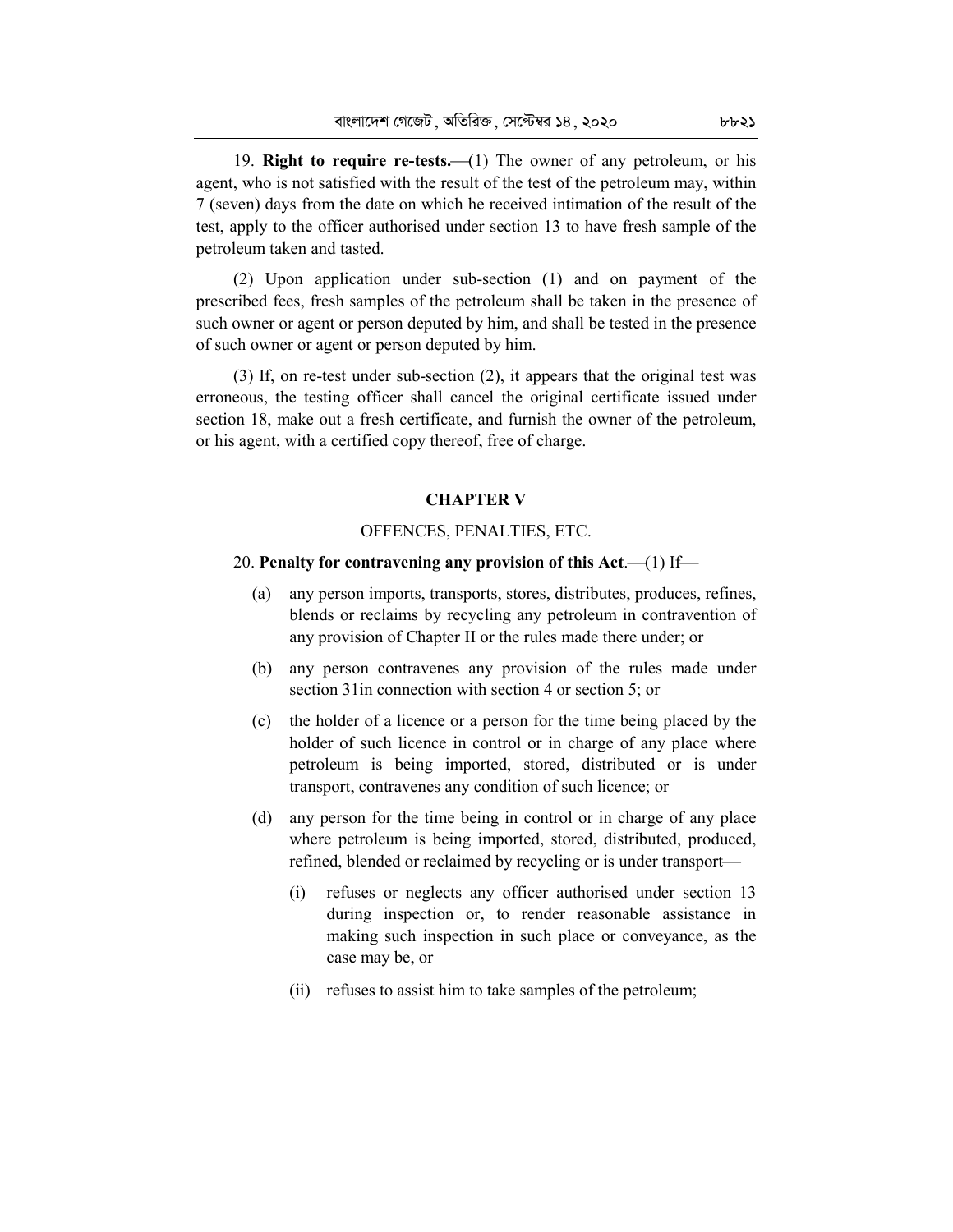19. **Right to require re-tests.**—(1) The owner of any petroleum, or his agent, who is not satisfied with the result of the test of the petroleum may, within 7 (seven) days from the date on which he received intimation of the result of the test, apply to the officer authorised under section 13 to have fresh sample of the petroleum taken and tasted.

(2) Upon application under sub-section (1) and on payment of the prescribed fees, fresh samples of the petroleum shall be taken in the presence of such owner or agent or person deputed by him, and shall be tested in the presence of such owner or agent or person deputed by him.

(3) If, on re-test under sub-section (2), it appears that the original test was erroneous, the testing officer shall cancel the original certificate issued under section 18, make out a fresh certificate, and furnish the owner of the petroleum, or his agent, with a certified copy thereof, free of charge.

## CHAPTER V

### OFFENCES, PENALTIES, ETC.

20. **Penalty for contravening any provision of this Act**.—(1) If—

(a) any person imports, transports, stores, distributes, produces, refines, blends or reclaims by recycling any petroleum in contravention of any provision of Chapter II or the rules made there under; or

(b) any person contravenes any provision of the rules made under section 31in connection with section 4 or section 5; or

(c) the holder of a licence or a person for the time being placed by the holder of such licence in control or in charge of any place where petroleum is being imported, stored, distributed or is under transport, contravenes any condition of such licence; or

(d) any person for the time being in control or in charge of any place where petroleum is being imported, stored, distributed, produced, refined, blended or reclaimed by recycling or is under transport—

(i) refuses or neglects any officer authorised under section 13 during inspection or, to render reasonable assistance in making such inspection in such place or conveyance, as the case may be, or

(ii) refuses to assist him to take samples of the petroleum;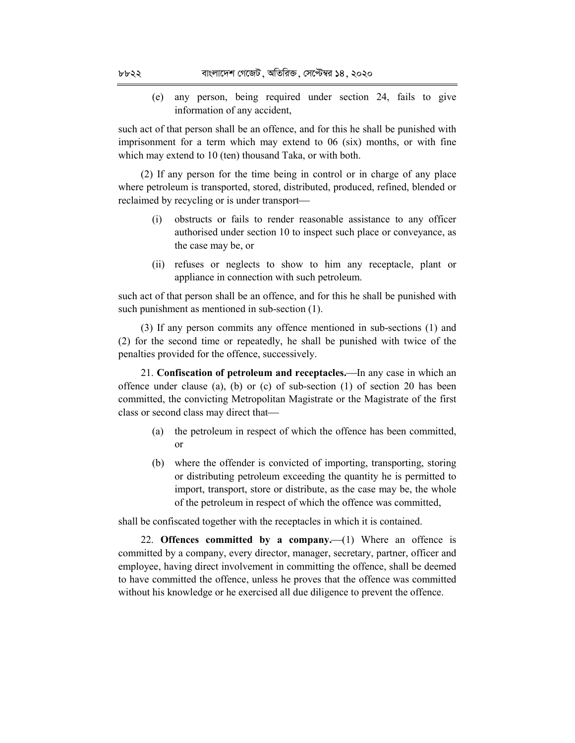(e) any person, being required under section 24, fails to give information of any accident,

such act of that person shall be an offence, and for this he shall be punished with imprisonment for a term which may extend to 06 (six) months, or with fine which may extend to 10 (ten) thousand Taka, or with both.

(2) If any person for the time being in control or in charge of any place where petroleum is transported, stored, distributed, produced, refined, blended or reclaimed by recycling or is under transport—

(i) obstructs or fails to render reasonable assistance to any officer authorised under section 10 to inspect such place or conveyance, as the case may be, or

(ii) refuses or neglects to show to him any receptacle, plant or appliance in connection with such petroleum.

such act of that person shall be an offence, and for this he shall be punished with such punishment as mentioned in sub-section (1).

(3) If any person commits any offence mentioned in sub-sections (1) and (2) for the second time or repeatedly, he shall be punished with twice of the penalties provided for the offence, successively.

21. **Confiscation of petroleum and receptacles.**—In any case in which an offence under clause (a), (b) or (c) of sub-section (1) of section 20 has been committed, the convicting Metropolitan Magistrate or the Magistrate of the first class or second class may direct that—

(a) the petroleum in respect of which the offence has been committed, or

(b) where the offender is convicted of importing, transporting, storing or distributing petroleum exceeding the quantity he is permitted to import, transport, store or distribute, as the case may be, the whole of the petroleum in respect of which the offence was committed,

shall be confiscated together with the receptacles in which it is contained.

22. **Offences committed by a company.**—(1) Where an offence is committed by a company, every director, manager, secretary, partner, officer and employee, having direct involvement in committing the offence, shall be deemed to have committed the offence, unless he proves that the offence was committed without his knowledge or he exercised all due diligence to prevent the offence.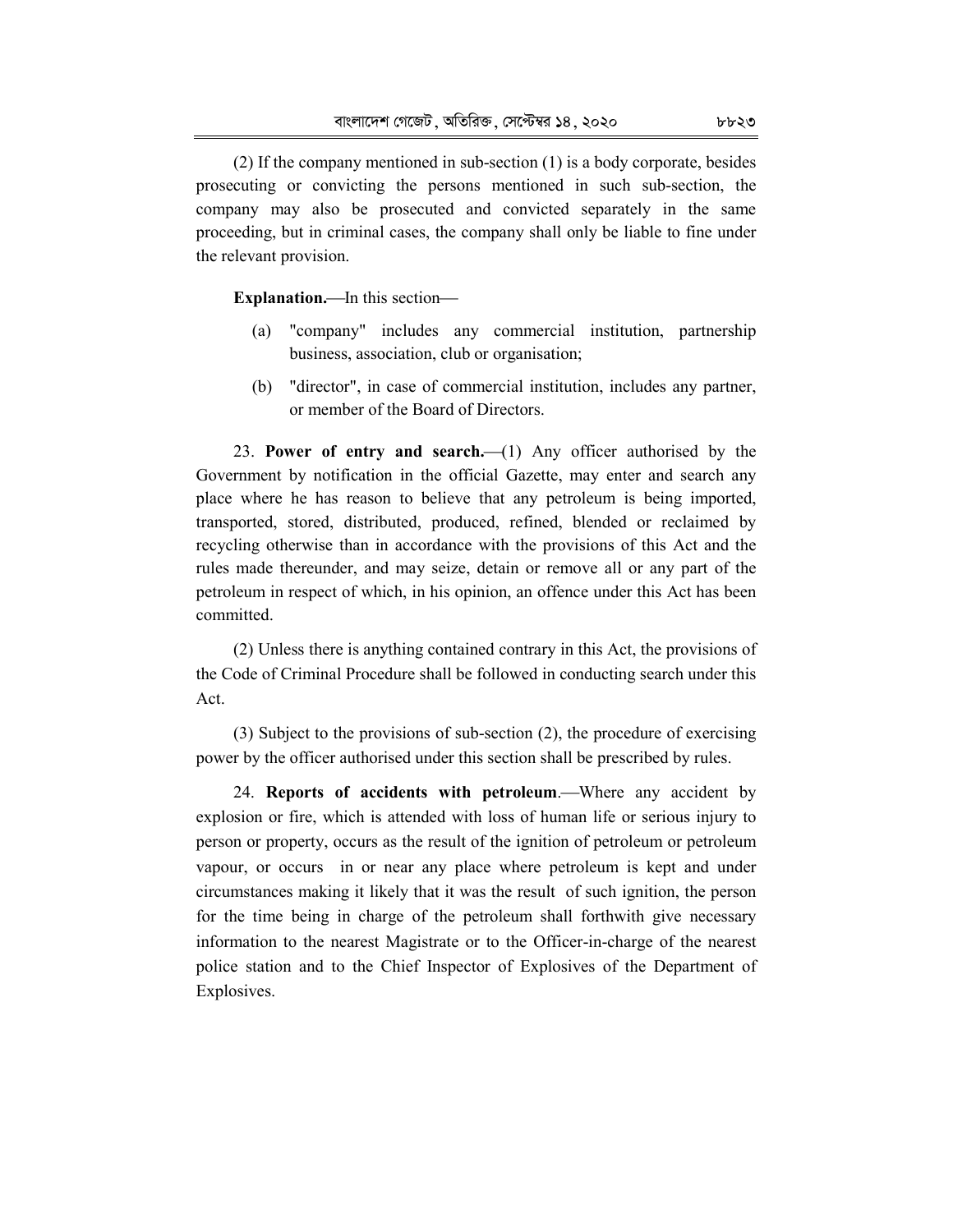(2) If the company mentioned in sub-section (1) is a body corporate, besides prosecuting or convicting the persons mentioned in such sub-section, the company may also be prosecuted and convicted separately in the same proceeding, but in criminal cases, the company shall only be liable to fine under the relevant provision.

**Explanation.**—In this section—

(a) "company" includes any commercial institution, partnership business, association, club or organisation;

(b) "director", in case of commercial institution, includes any partner, or member of the Board of Directors.

23. **Power of entry and search.**—(1) Any officer authorised by the Government by notification in the official Gazette, may enter and search any place where he has reason to believe that any petroleum is being imported, transported, stored, distributed, produced, refined, blended or reclaimed by recycling otherwise than in accordance with the provisions of this Act and the rules made thereunder, and may seize, detain or remove all or any part of the petroleum in respect of which, in his opinion, an offence under this Act has been committed.

(2) Unless there is anything contained contrary in this Act, the provisions of the Code of Criminal Procedure shall be followed in conducting search under this Act.

(3) Subject to the provisions of sub-section (2), the procedure of exercising power by the officer authorised under this section shall be prescribed by rules.

24. **Reports of accidents with petroleum**.—Where any accident by explosion or fire, which is attended with loss of human life or serious injury to person or property, occurs as the result of the ignition of petroleum or petroleum vapour, or occurs in or near any place where petroleum is kept and under circumstances making it likely that it was the result of such ignition, the person for the time being in charge of the petroleum shall forthwith give necessary information to the nearest Magistrate or to the Officer-in-charge of the nearest police station and to the Chief Inspector of Explosives of the Department of Explosives.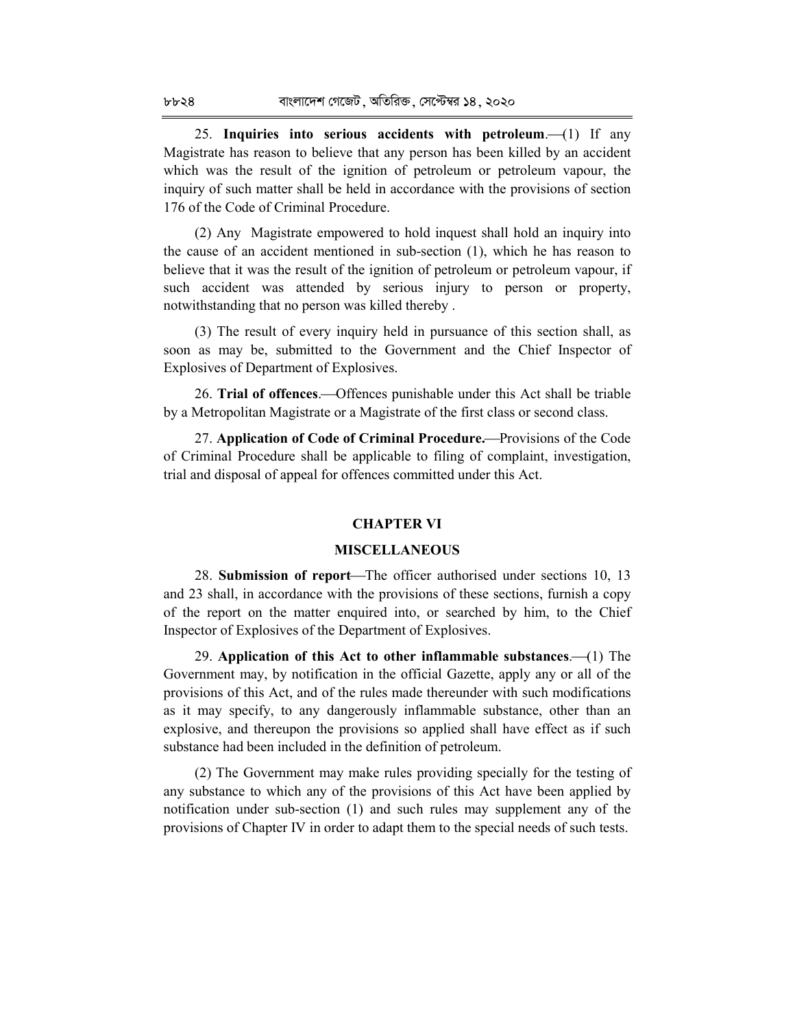25. **Inquiries into serious accidents with petroleum**.—(1) If any Magistrate has reason to believe that any person has been killed by an accident which was the result of the ignition of petroleum or petroleum vapour, the inquiry of such matter shall be held in accordance with the provisions of section 176 of the Code of Criminal Procedure.

(2) Any Magistrate empowered to hold inquest shall hold an inquiry into the cause of an accident mentioned in sub-section (1), which he has reason to believe that it was the result of the ignition of petroleum or petroleum vapour, if such accident was attended by serious injury to person or property, notwithstanding that no person was killed thereby .

(3) The result of every inquiry held in pursuance of this section shall, as soon as may be, submitted to the Government and the Chief Inspector of Explosives of Department of Explosives.

26. **Trial of offences**.—Offences punishable under this Act shall be triable by a Metropolitan Magistrate or a Magistrate of the first class or second class.

27. **Application of Code of Criminal Procedure.**—Provisions of the Code of Criminal Procedure shall be applicable to filing of complaint, investigation, trial and disposal of appeal for offences committed under this Act.

## CHAPTER VI

## MISCELLANEOUS

28. **Submission of report**—The officer authorised under sections 10, 13 and 23 shall, in accordance with the provisions of these sections, furnish a copy of the report on the matter enquired into, or searched by him, to the Chief Inspector of Explosives of the Department of Explosives.

29. **Application of this Act to other inflammable substances**.—(1) The Government may, by notification in the official Gazette, apply any or all of the provisions of this Act, and of the rules made thereunder with such modifications as it may specify, to any dangerously inflammable substance, other than an explosive, and thereupon the provisions so applied shall have effect as if such substance had been included in the definition of petroleum.

(2) The Government may make rules providing specially for the testing of any substance to which any of the provisions of this Act have been applied by notification under sub-section (1) and such rules may supplement any of the provisions of Chapter IV in order to adapt them to the special needs of such tests.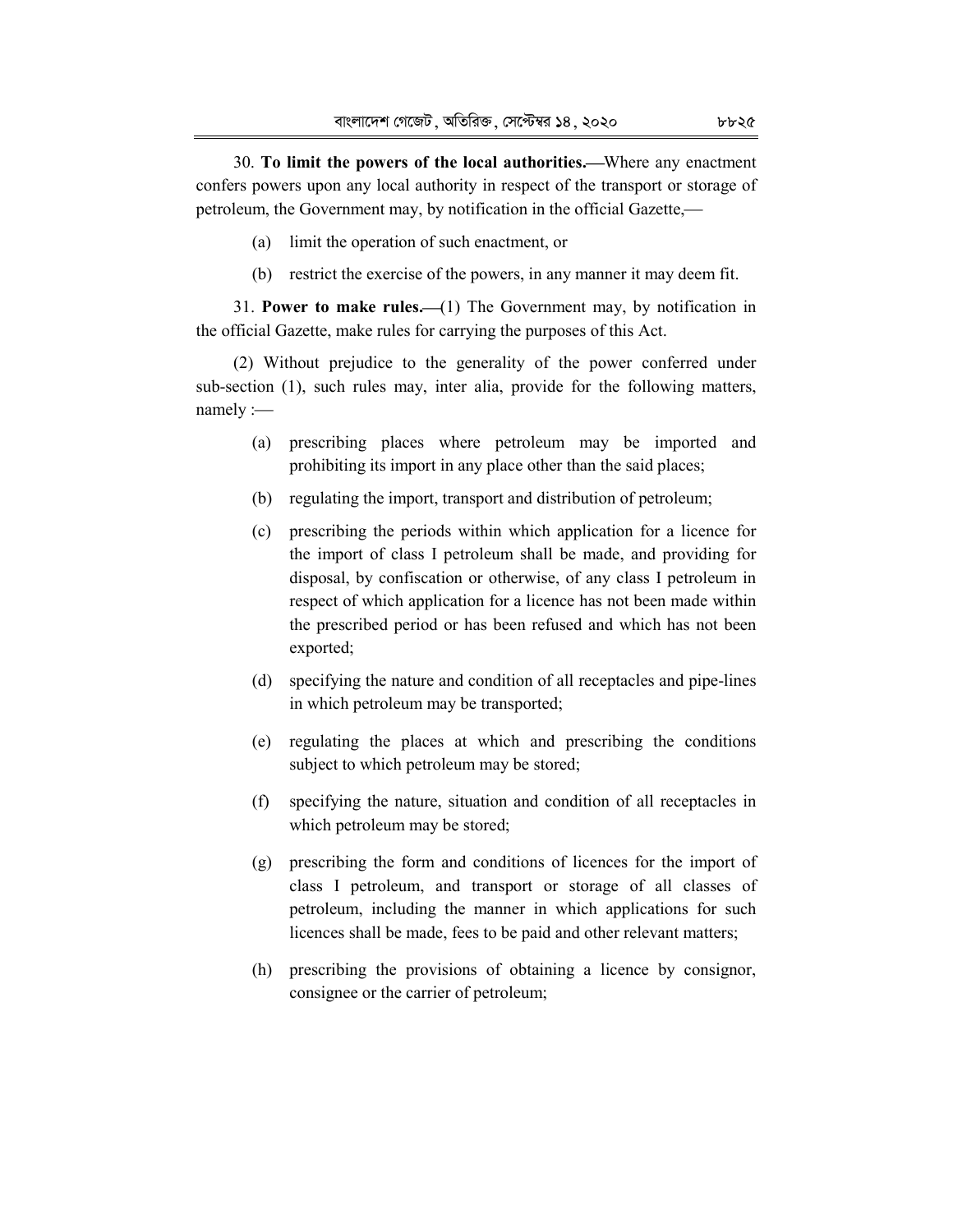30. **To limit the powers of the local authorities.**—Where any enactment confers powers upon any local authority in respect of the transport or storage of petroleum, the Government may, by notification in the official Gazette,—

(a) limit the operation of such enactment, or

(b) restrict the exercise of the powers, in any manner it may deem fit.

31. **Power to make rules.**—(1) The Government may, by notification in the official Gazette, make rules for carrying the purposes of this Act.

(2) Without prejudice to the generality of the power conferred under sub-section (1), such rules may, inter alia, provide for the following matters, namely :—

(a) prescribing places where petroleum may be imported and prohibiting its import in any place other than the said places;

(b) regulating the import, transport and distribution of petroleum;

(c) prescribing the periods within which application for a licence for the import of class I petroleum shall be made, and providing for disposal, by confiscation or otherwise, of any class I petroleum in respect of which application for a licence has not been made within the prescribed period or has been refused and which has not been exported;

(d) specifying the nature and condition of all receptacles and pipe-lines in which petroleum may be transported;

(e) regulating the places at which and prescribing the conditions subject to which petroleum may be stored;

(f) specifying the nature, situation and condition of all receptacles in which petroleum may be stored;

(g) prescribing the form and conditions of licences for the import of class I petroleum, and transport or storage of all classes of petroleum, including the manner in which applications for such licences shall be made, fees to be paid and other relevant matters;

(h) prescribing the provisions of obtaining a licence by consignor, consignee or the carrier of petroleum;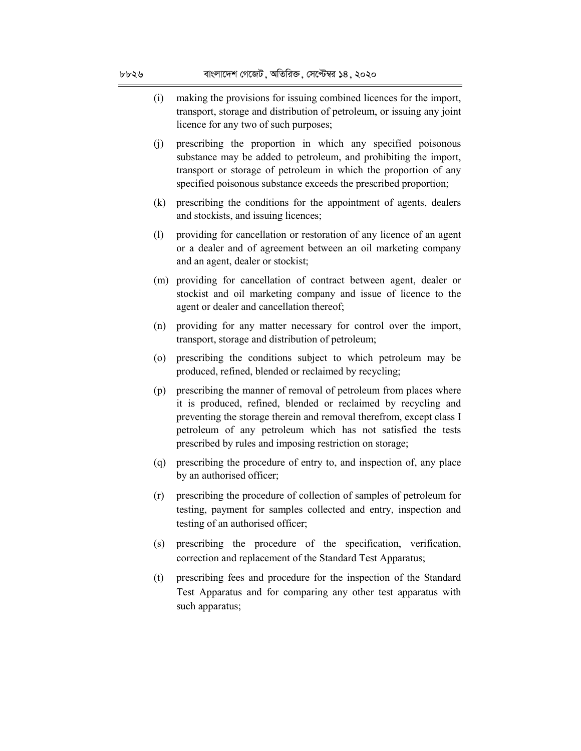(i) making the provisions for issuing combined licences for the import, transport, storage and distribution of petroleum, or issuing any joint licence for any two of such purposes;

(j) prescribing the proportion in which any specified poisonous substance may be added to petroleum, and prohibiting the import, transport or storage of petroleum in which the proportion of any specified poisonous substance exceeds the prescribed proportion;

(k) prescribing the conditions for the appointment of agents, dealers and stockists, and issuing licences;

(l) providing for cancellation or restoration of any licence of an agent or a dealer and of agreement between an oil marketing company and an agent, dealer or stockist;

(m) providing for cancellation of contract between agent, dealer or stockist and oil marketing company and issue of licence to the agent or dealer and cancellation thereof;

(n) providing for any matter necessary for control over the import, transport, storage and distribution of petroleum;

(o) prescribing the conditions subject to which petroleum may be produced, refined, blended or reclaimed by recycling;

(p) prescribing the manner of removal of petroleum from places where it is produced, refined, blended or reclaimed by recycling and preventing the storage therein and removal therefrom, except class I petroleum of any petroleum which has not satisfied the tests prescribed by rules and imposing restriction on storage;

(q) prescribing the procedure of entry to, and inspection of, any place by an authorised officer;

(r) prescribing the procedure of collection of samples of petroleum for testing, payment for samples collected and entry, inspection and testing of an authorised officer;

(s) prescribing the procedure of the specification, verification, correction and replacement of the Standard Test Apparatus;

(t) prescribing fees and procedure for the inspection of the Standard Test Apparatus and for comparing any other test apparatus with such apparatus;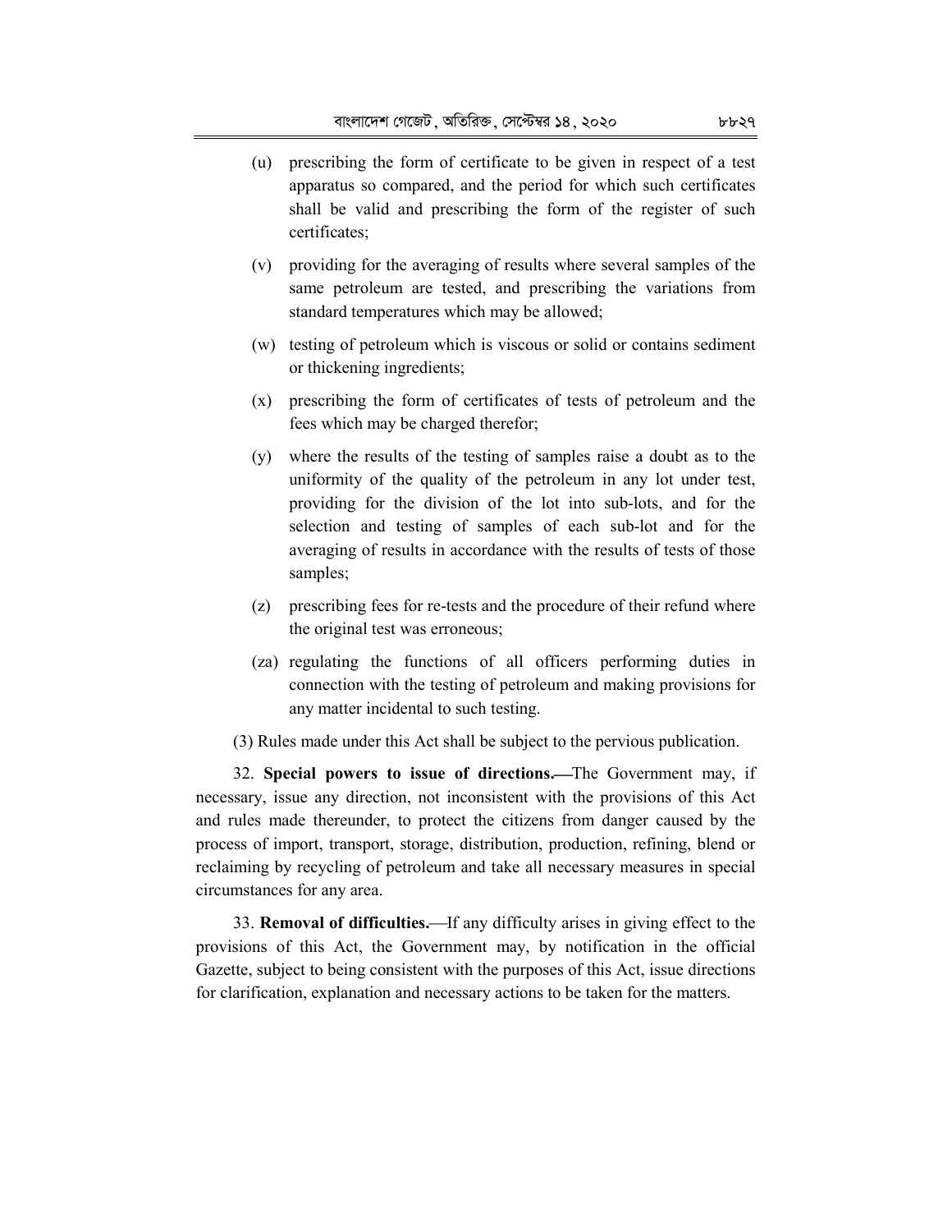(u) prescribing the form of certificate to be given in respect of a test apparatus so compared, and the period for which such certificates shall be valid and prescribing the form of the register of such certificates;

(v) providing for the averaging of results where several samples of the same petroleum are tested, and prescribing the variations from standard temperatures which may be allowed;

(w) testing of petroleum which is viscous or solid or contains sediment or thickening ingredients;

(x) prescribing the form of certificates of tests of petroleum and the fees which may be charged therefor;

(y) where the results of the testing of samples raise a doubt as to the uniformity of the quality of the petroleum in any lot under test, providing for the division of the lot into sub-lots, and for the selection and testing of samples of each sub-lot and for the averaging of results in accordance with the results of tests of those samples;

(z) prescribing fees for re-tests and the procedure of their refund where the original test was erroneous;

(za) regulating the functions of all officers performing duties in connection with the testing of petroleum and making provisions for any matter incidental to such testing.

(3) Rules made under this Act shall be subject to the pervious publication.

32. **Special powers to issue of directions.**—The Government may, if necessary, issue any direction, not inconsistent with the provisions of this Act and rules made thereunder, to protect the citizens from danger caused by the process of import, transport, storage, distribution, production, refining, blend or reclaiming by recycling of petroleum and take all necessary measures in special circumstances for any area.

33. **Removal of difficulties.**—If any difficulty arises in giving effect to the provisions of this Act, the Government may, by notification in the official Gazette, subject to being consistent with the purposes of this Act, issue directions for clarification, explanation and necessary actions to be taken for the matters.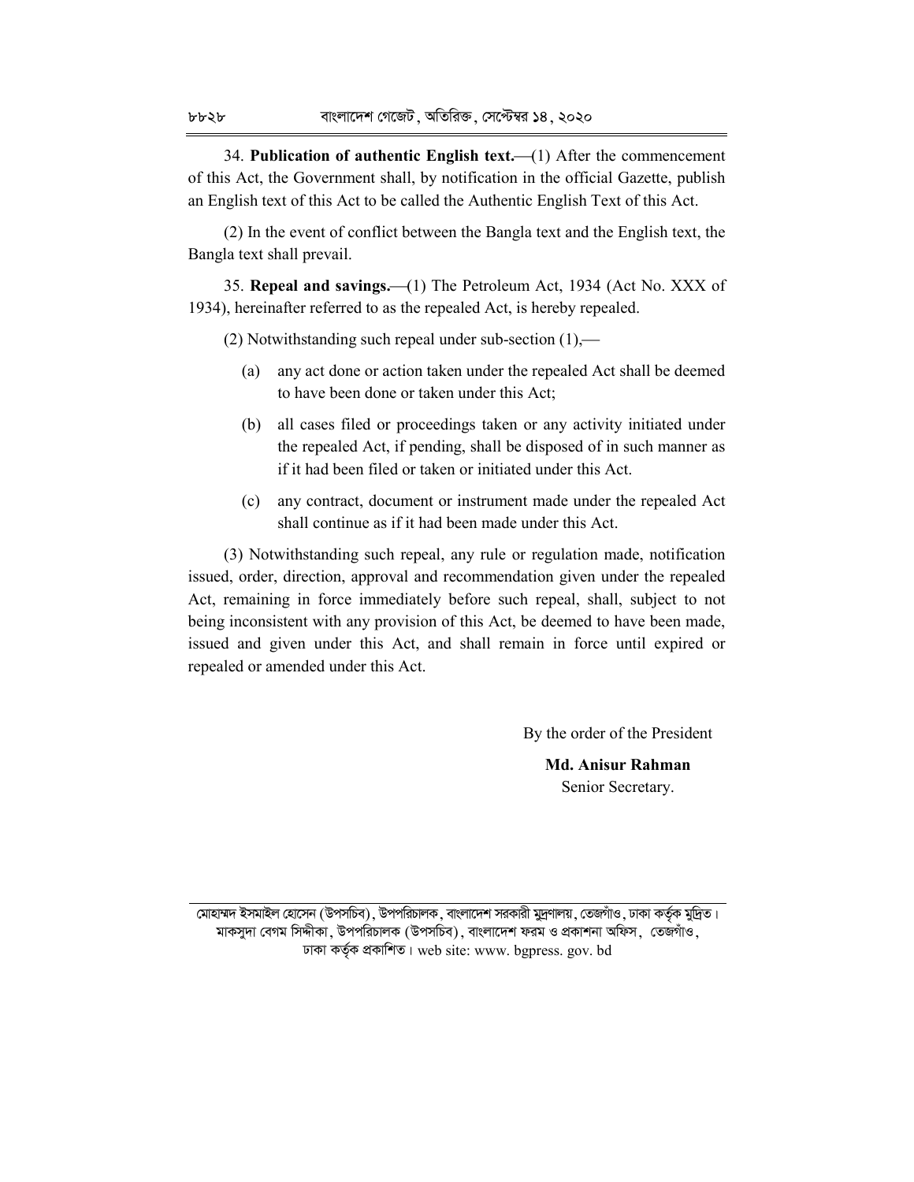34. **Publication of authentic English text.**—(1) After the commencement of this Act, the Government shall, by notification in the official Gazette, publish an English text of this Act to be called the Authentic English Text of this Act.

(2) In the event of conflict between the Bangla text and the English text, the Bangla text shall prevail.

35. **Repeal and savings.**—(1) The Petroleum Act, 1934 (Act No. XXX of 1934), hereinafter referred to as the repealed Act, is hereby repealed.

(2) Notwithstanding such repeal under sub-section (1),—

(a) any act done or action taken under the repealed Act shall be deemed to have been done or taken under this Act;

(b) all cases filed or proceedings taken or any activity initiated under the repealed Act, if pending, shall be disposed of in such manner as if it had been filed or taken or initiated under this Act.

(c) any contract, document or instrument made under the repealed Act shall continue as if it had been made under this Act.

(3) Notwithstanding such repeal, any rule or regulation made, notification issued, order, direction, approval and recommendation given under the repealed Act, remaining in force immediately before such repeal, shall, subject to not being inconsistent with any provision of this Act, be deemed to have been made, issued and given under this Act, and shall remain in force until expired or repealed or amended under this Act.

By the order of the President

**Md. Anisur Rahman**
Senior Secretary.

মোহাম্মদ ইসমাইল হোসেন (উপসচিব), উপপরিচালক, বাংলাদেশ সরকারী মুদ্রণালয়, তেজগাঁও, ঢাকা কর্তৃক মুদ্রিত। মাকসুদা বেগম সিদ্দীকা, উপপরিচালক (উপসচিব), বাংলাদেশ ফরম ও প্রকাশনা অফিস, তেজগাঁও, ঢাকা কর্তৃক প্রকাশিত। web site: www. bgpress. gov. bd